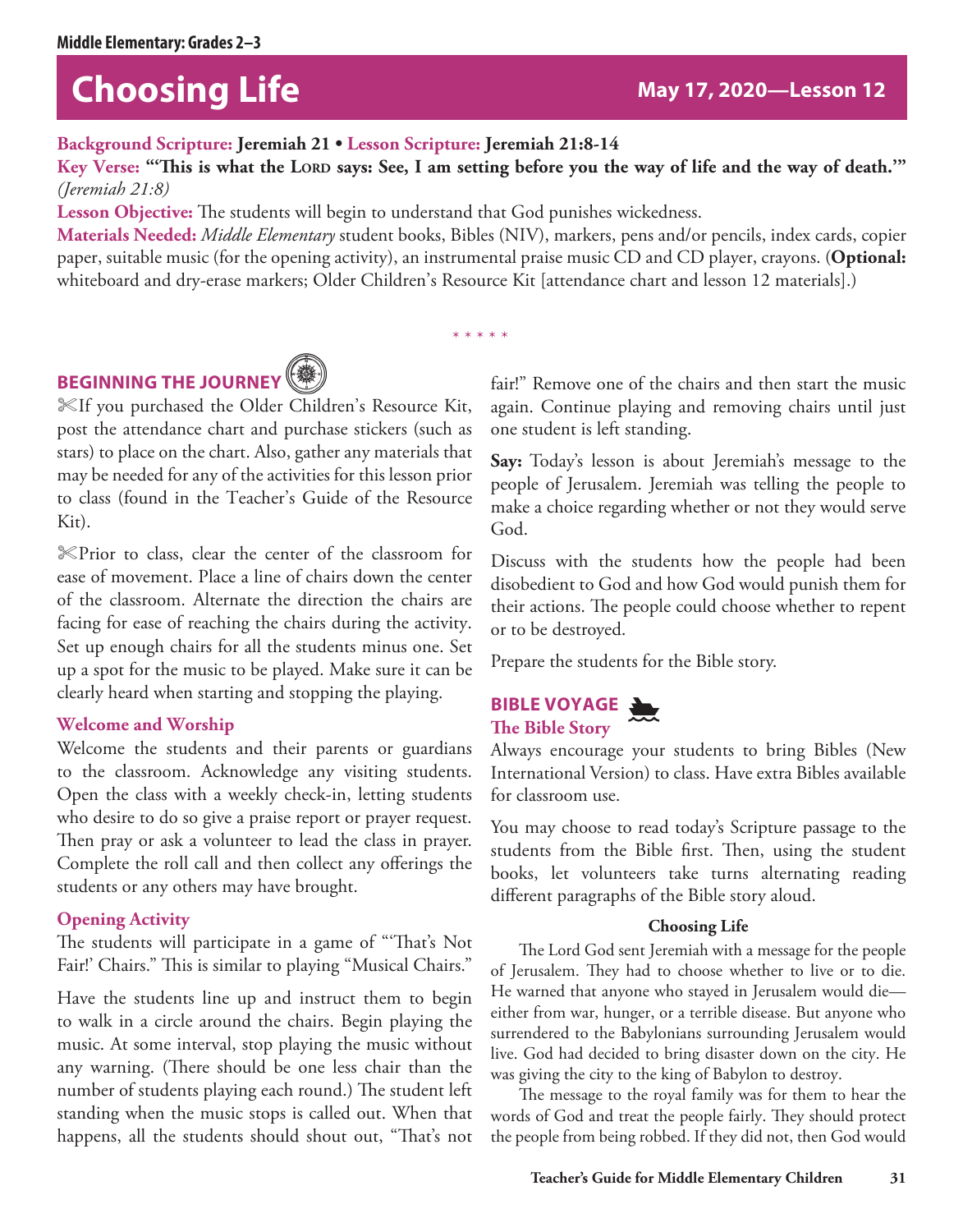Middle Elementary: Grades 2–3

# Choosing Life

**May 17, 2020—Lesson 12**

**Background Scripture:** **Jeremiah 21** • **Lesson Scripture:** **Jeremiah 21:8-14**

**Key Verse:** **"'This is what the LORD says: See, I am setting before you the way of life and the way of death.'"** *(Jeremiah 21:8)*

**Lesson Objective:** The students will begin to understand that God punishes wickedness.

**Materials Needed:** *Middle Elementary* student books, Bibles (NIV), markers, pens and/or pencils, index cards, copier paper, suitable music (for the opening activity), an instrumental praise music CD and CD player, crayons. (**Optional:** whiteboard and dry-erase markers; Older Children's Resource Kit [attendance chart and lesson 12 materials].)

\* \* \* \* \*

## BEGINNING THE JOURNEY

✂If you purchased the Older Children's Resource Kit, post the attendance chart and purchase stickers (such as stars) to place on the chart. Also, gather any materials that may be needed for any of the activities for this lesson prior to class (found in the Teacher's Guide of the Resource Kit).

✂Prior to class, clear the center of the classroom for ease of movement. Place a line of chairs down the center of the classroom. Alternate the direction the chairs are facing for ease of reaching the chairs during the activity. Set up enough chairs for all the students minus one. Set up a spot for the music to be played. Make sure it can be clearly heard when starting and stopping the playing.

### Welcome and Worship

Welcome the students and their parents or guardians to the classroom. Acknowledge any visiting students. Open the class with a weekly check-in, letting students who desire to do so give a praise report or prayer request. Then pray or ask a volunteer to lead the class in prayer. Complete the roll call and then collect any offerings the students or any others may have brought.

### Opening Activity

The students will participate in a game of "'That's Not Fair!' Chairs." This is similar to playing "Musical Chairs."

Have the students line up and instruct them to begin to walk in a circle around the chairs. Begin playing the music. At some interval, stop playing the music without any warning. (There should be one less chair than the number of students playing each round.) The student left standing when the music stops is called out. When that happens, all the students should shout out, "That's not fair!" Remove one of the chairs and then start the music again. Continue playing and removing chairs until just one student is left standing.

**Say:** Today's lesson is about Jeremiah's message to the people of Jerusalem. Jeremiah was telling the people to make a choice regarding whether or not they would serve God.

Discuss with the students how the people had been disobedient to God and how God would punish them for their actions. The people could choose whether to repent or to be destroyed.

Prepare the students for the Bible story.

## BIBLE VOYAGE

### The Bible Story

Always encourage your students to bring Bibles (New International Version) to class. Have extra Bibles available for classroom use.

You may choose to read today's Scripture passage to the students from the Bible first. Then, using the student books, let volunteers take turns alternating reading different paragraphs of the Bible story aloud.

**Choosing Life**

The Lord God sent Jeremiah with a message for the people of Jerusalem. They had to choose whether to live or to die. He warned that anyone who stayed in Jerusalem would die—either from war, hunger, or a terrible disease. But anyone who surrendered to the Babylonians surrounding Jerusalem would live. God had decided to bring disaster down on the city. He was giving the city to the king of Babylon to destroy.

The message to the royal family was for them to hear the words of God and treat the people fairly. They should protect the people from being robbed. If they did not, then God would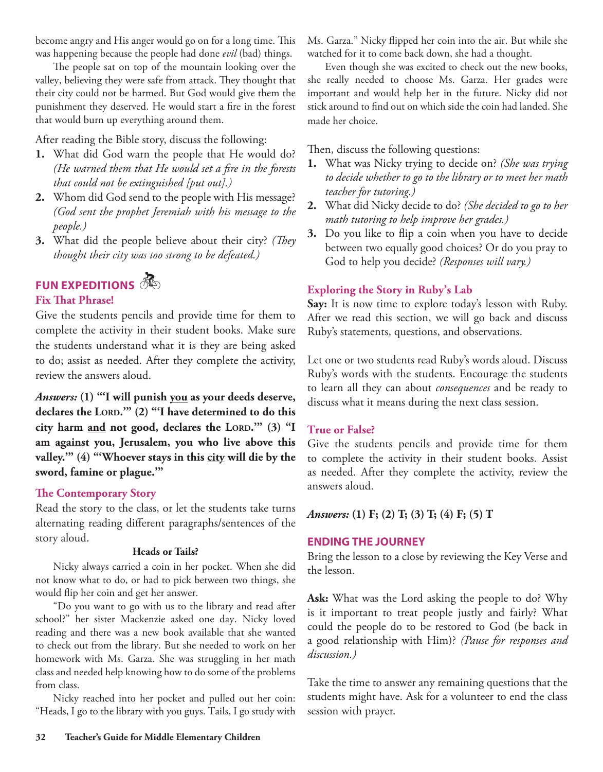become angry and His anger would go on for a long time. This was happening because the people had done *evil* (bad) things.

The people sat on top of the mountain looking over the valley, believing they were safe from attack. They thought that their city could not be harmed. But God would give them the punishment they deserved. He would start a fire in the forest that would burn up everything around them.

After reading the Bible story, discuss the following:

1. What did God warn the people that He would do? *(He warned them that He would set a fire in the forests that could not be extinguished [put out].)*
2. Whom did God send to the people with His message? *(God sent the prophet Jeremiah with his message to the people.)*
3. What did the people believe about their city? *(They thought their city was too strong to be defeated.)*

## FUN EXPEDITIONS

### Fix That Phrase!

Give the students pencils and provide time for them to complete the activity in their student books. Make sure the students understand what it is they are being asked to do; assist as needed. After they complete the activity, review the answers aloud.

***Answers:*** **(1) "'I will punish <u>you</u> as your deeds deserve, declares the LORD.'" (2) "'I have determined to do this city harm <u>and</u> not good, declares the LORD.'" (3) "I am <u>against</u> you, Jerusalem, you who live above this valley.'" (4) "'Whoever stays in this <u>city</u> will die by the sword, famine or plague.'"**

### The Contemporary Story

Read the story to the class, or let the students take turns alternating reading different paragraphs/sentences of the story aloud.

**Heads or Tails?**

Nicky always carried a coin in her pocket. When she did not know what to do, or had to pick between two things, she would flip her coin and get her answer.

"Do you want to go with us to the library and read after school?" her sister Mackenzie asked one day. Nicky loved reading and there was a new book available that she wanted to check out from the library. But she needed to work on her homework with Ms. Garza. She was struggling in her math class and needed help knowing how to do some of the problems from class.

Nicky reached into her pocket and pulled out her coin: "Heads, I go to the library with you guys. Tails, I go study with Ms. Garza." Nicky flipped her coin into the air. But while she watched for it to come back down, she had a thought.

Even though she was excited to check out the new books, she really needed to choose Ms. Garza. Her grades were important and would help her in the future. Nicky did not stick around to find out on which side the coin had landed. She made her choice.

Then, discuss the following questions:

1. What was Nicky trying to decide on? *(She was trying to decide whether to go to the library or to meet her math teacher for tutoring.)*
2. What did Nicky decide to do? *(She decided to go to her math tutoring to help improve her grades.)*
3. Do you like to flip a coin when you have to decide between two equally good choices? Or do you pray to God to help you decide? *(Responses will vary.)*

### Exploring the Story in Ruby's Lab

**Say:** It is now time to explore today's lesson with Ruby. After we read this section, we will go back and discuss Ruby's statements, questions, and observations.

Let one or two students read Ruby's words aloud. Discuss Ruby's words with the students. Encourage the students to learn all they can about *consequences* and be ready to discuss what it means during the next class session.

### True or False?

Give the students pencils and provide time for them to complete the activity in their student books. Assist as needed. After they complete the activity, review the answers aloud.

***Answers:*** **(1) F; (2) T; (3) T; (4) F; (5) T**

## ENDING THE JOURNEY

Bring the lesson to a close by reviewing the Key Verse and the lesson.

**Ask:** What was the Lord asking the people to do? Why is it important to treat people justly and fairly? What could the people do to be restored to God (be back in a good relationship with Him)? *(Pause for responses and discussion.)*

Take the time to answer any remaining questions that the students might have. Ask for a volunteer to end the class session with prayer.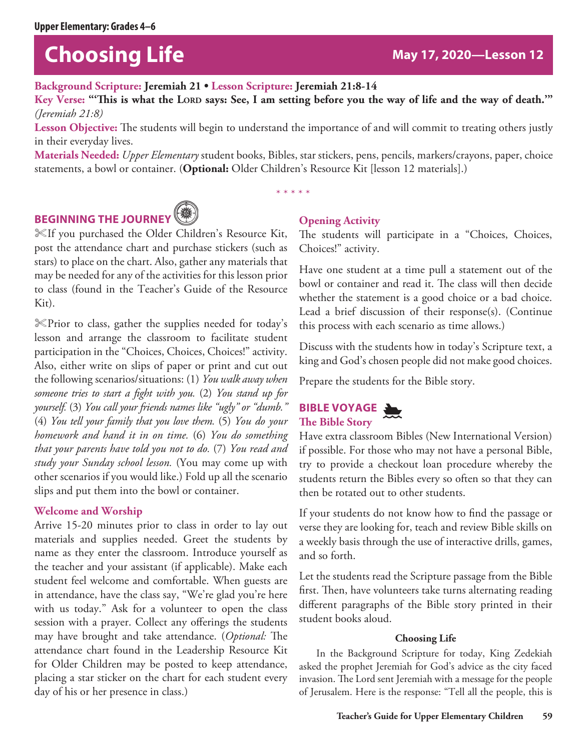Upper Elementary: Grades 4–6

# Choosing Life

**May 17, 2020—Lesson 12**

**Background Scripture:** **Jeremiah 21 • Lesson Scripture: Jeremiah 21:8-14**
**Key Verse: "'This is what the LORD says: See, I am setting before you the way of life and the way of death.'"** *(Jeremiah 21:8)*
**Lesson Objective:** The students will begin to understand the importance of and will commit to treating others justly in their everyday lives.
**Materials Needed:** *Upper Elementary* student books, Bibles, star stickers, pens, pencils, markers/crayons, paper, choice statements, a bowl or container. (**Optional:** Older Children's Resource Kit [lesson 12 materials].)

* * * * *

## BEGINNING THE JOURNEY

✂If you purchased the Older Children's Resource Kit, post the attendance chart and purchase stickers (such as stars) to place on the chart. Also, gather any materials that may be needed for any of the activities for this lesson prior to class (found in the Teacher's Guide of the Resource Kit).

✂Prior to class, gather the supplies needed for today's lesson and arrange the classroom to facilitate student participation in the "Choices, Choices, Choices!" activity. Also, either write on slips of paper or print and cut out the following scenarios/situations: (1) *You walk away when someone tries to start a fight with you.* (2) *You stand up for yourself.* (3) *You call your friends names like "ugly" or "dumb."* (4) *You tell your family that you love them.* (5) *You do your homework and hand it in on time.* (6) *You do something that your parents have told you not to do.* (7) *You read and study your Sunday school lesson.* (You may come up with other scenarios if you would like.) Fold up all the scenario slips and put them into the bowl or container.

### Welcome and Worship

Arrive 15-20 minutes prior to class in order to lay out materials and supplies needed. Greet the students by name as they enter the classroom. Introduce yourself as the teacher and your assistant (if applicable). Make each student feel welcome and comfortable. When guests are in attendance, have the class say, "We're glad you're here with us today." Ask for a volunteer to open the class session with a prayer. Collect any offerings the students may have brought and take attendance. (*Optional:* The attendance chart found in the Leadership Resource Kit for Older Children may be posted to keep attendance, placing a star sticker on the chart for each student every day of his or her presence in class.)

### Opening Activity

The students will participate in a "Choices, Choices, Choices!" activity.

Have one student at a time pull a statement out of the bowl or container and read it. The class will then decide whether the statement is a good choice or a bad choice. Lead a brief discussion of their response(s). (Continue this process with each scenario as time allows.)

Discuss with the students how in today's Scripture text, a king and God's chosen people did not make good choices.

Prepare the students for the Bible story.

## BIBLE VOYAGE

### The Bible Story

Have extra classroom Bibles (New International Version) if possible. For those who may not have a personal Bible, try to provide a checkout loan procedure whereby the students return the Bibles every so often so that they can then be rotated out to other students.

If your students do not know how to find the passage or verse they are looking for, teach and review Bible skills on a weekly basis through the use of interactive drills, games, and so forth.

Let the students read the Scripture passage from the Bible first. Then, have volunteers take turns alternating reading different paragraphs of the Bible story printed in their student books aloud.

**Choosing Life**

In the Background Scripture for today, King Zedekiah asked the prophet Jeremiah for God's advice as the city faced invasion. The Lord sent Jeremiah with a message for the people of Jerusalem. Here is the response: "Tell all the people, this is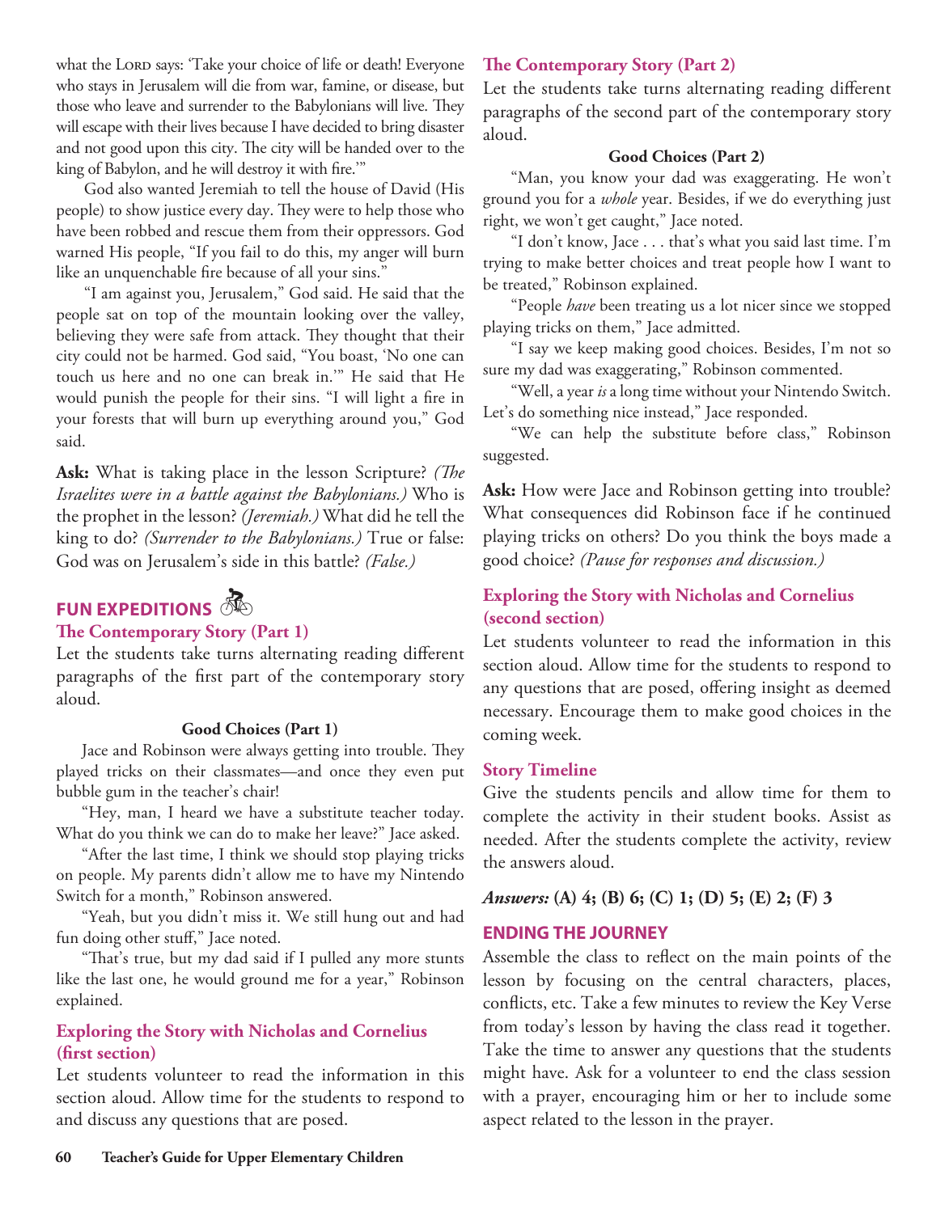what the Lord says: 'Take your choice of life or death! Everyone who stays in Jerusalem will die from war, famine, or disease, but those who leave and surrender to the Babylonians will live. They will escape with their lives because I have decided to bring disaster and not good upon this city. The city will be handed over to the king of Babylon, and he will destroy it with fire.'"

God also wanted Jeremiah to tell the house of David (His people) to show justice every day. They were to help those who have been robbed and rescue them from their oppressors. God warned His people, "If you fail to do this, my anger will burn like an unquenchable fire because of all your sins."

"I am against you, Jerusalem," God said. He said that the people sat on top of the mountain looking over the valley, believing they were safe from attack. They thought that their city could not be harmed. God said, "You boast, 'No one can touch us here and no one can break in.'" He said that He would punish the people for their sins. "I will light a fire in your forests that will burn up everything around you," God said.

**Ask:** What is taking place in the lesson Scripture? *(The Israelites were in a battle against the Babylonians.)* Who is the prophet in the lesson? *(Jeremiah.)* What did he tell the king to do? *(Surrender to the Babylonians.)* True or false: God was on Jerusalem's side in this battle? *(False.)*

## FUN EXPEDITIONS

### The Contemporary Story (Part 1)

Let the students take turns alternating reading different paragraphs of the first part of the contemporary story aloud.

**Good Choices (Part 1)**

Jace and Robinson were always getting into trouble. They played tricks on their classmates—and once they even put bubble gum in the teacher's chair!

"Hey, man, I heard we have a substitute teacher today. What do you think we can do to make her leave?" Jace asked.

"After the last time, I think we should stop playing tricks on people. My parents didn't allow me to have my Nintendo Switch for a month," Robinson answered.

"Yeah, but you didn't miss it. We still hung out and had fun doing other stuff," Jace noted.

"That's true, but my dad said if I pulled any more stunts like the last one, he would ground me for a year," Robinson explained.

### Exploring the Story with Nicholas and Cornelius (first section)

Let students volunteer to read the information in this section aloud. Allow time for the students to respond to and discuss any questions that are posed.

### The Contemporary Story (Part 2)

Let the students take turns alternating reading different paragraphs of the second part of the contemporary story aloud.

**Good Choices (Part 2)**

"Man, you know your dad was exaggerating. He won't ground you for a *whole* year. Besides, if we do everything just right, we won't get caught," Jace noted.

"I don't know, Jace . . . that's what you said last time. I'm trying to make better choices and treat people how I want to be treated," Robinson explained.

"People *have* been treating us a lot nicer since we stopped playing tricks on them," Jace admitted.

"I say we keep making good choices. Besides, I'm not so sure my dad was exaggerating," Robinson commented.

"Well, a year *is* a long time without your Nintendo Switch. Let's do something nice instead," Jace responded.

"We can help the substitute before class," Robinson suggested.

**Ask:** How were Jace and Robinson getting into trouble? What consequences did Robinson face if he continued playing tricks on others? Do you think the boys made a good choice? *(Pause for responses and discussion.)*

### Exploring the Story with Nicholas and Cornelius (second section)

Let students volunteer to read the information in this section aloud. Allow time for the students to respond to any questions that are posed, offering insight as deemed necessary. Encourage them to make good choices in the coming week.

### Story Timeline

Give the students pencils and allow time for them to complete the activity in their student books. Assist as needed. After the students complete the activity, review the answers aloud.

***Answers:*** **(A) 4; (B) 6; (C) 1; (D) 5; (E) 2; (F) 3**

## ENDING THE JOURNEY

Assemble the class to reflect on the main points of the lesson by focusing on the central characters, places, conflicts, etc. Take a few minutes to review the Key Verse from today's lesson by having the class read it together. Take the time to answer any questions that the students might have. Ask for a volunteer to end the class session with a prayer, encouraging him or her to include some aspect related to the lesson in the prayer.